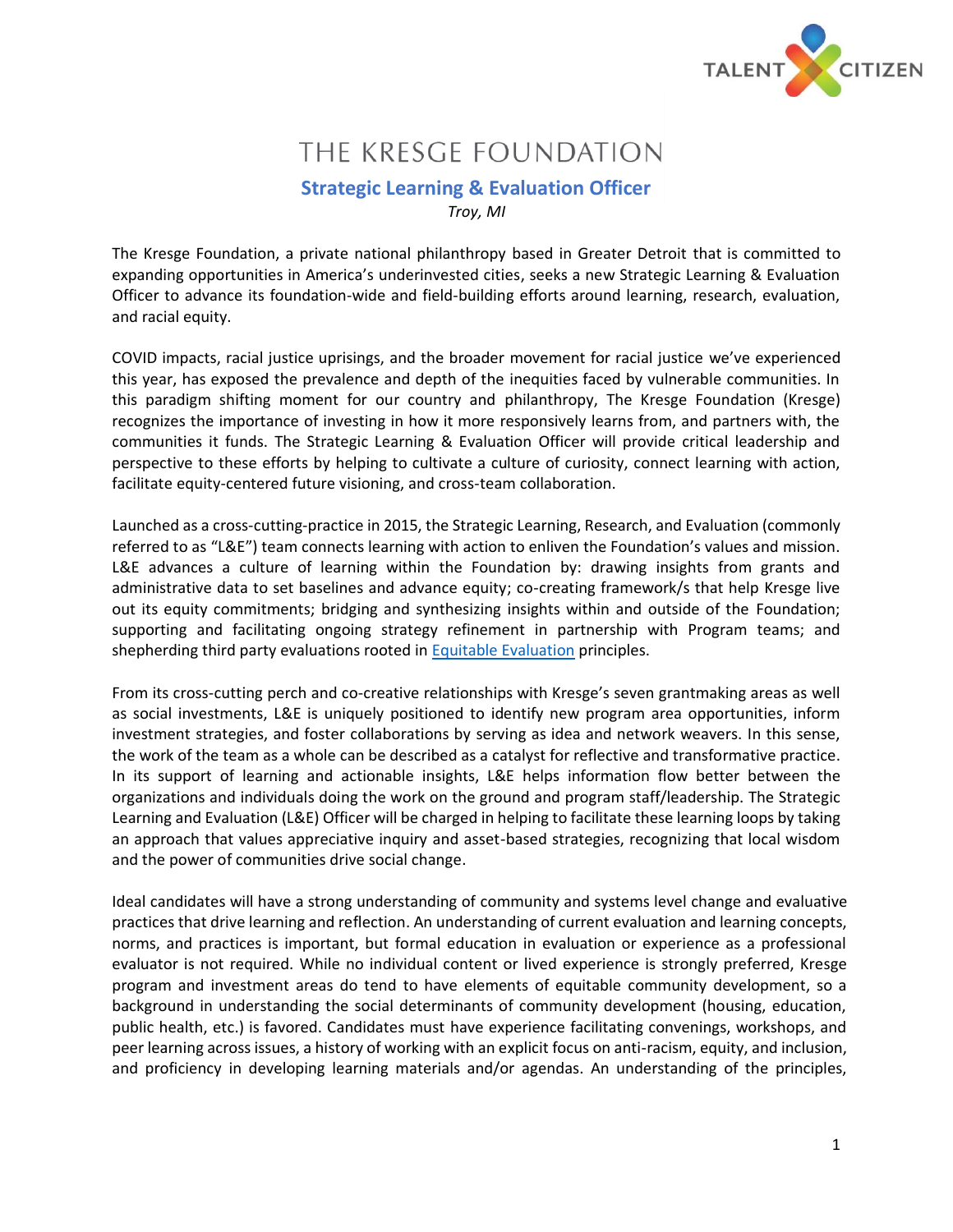# THE KRESGE FOUNDATION

## Strategic Learning & Evaluation Officer

*Troy, MI*

The Kresge Foundation, a private national philanthropy based in Greater Detroit that is committed to expanding opportunities in America's underinvested cities, seeks a new Strategic Learning & Evaluation Officer to advance its foundation-wide and field-building efforts around learning, research, evaluation, and racial equity.

COVID impacts, racial justice uprisings, and the broader movement for racial justice we've experienced this year, has exposed the prevalence and depth of the inequities faced by vulnerable communities. In this paradigm shifting moment for our country and philanthropy, The Kresge Foundation (Kresge) recognizes the importance of investing in how it more responsively learns from, and partners with, the communities it funds. The Strategic Learning & Evaluation Officer will provide critical leadership and perspective to these efforts by helping to cultivate a culture of curiosity, connect learning with action, facilitate equity-centered future visioning, and cross-team collaboration.

Launched as a cross-cutting-practice in 2015, the Strategic Learning, Research, and Evaluation (commonly referred to as "L&E") team connects learning with action to enliven the Foundation's values and mission. L&E advances a culture of learning within the Foundation by: drawing insights from grants and administrative data to set baselines and advance equity; co-creating framework/s that help Kresge live out its equity commitments; bridging and synthesizing insights within and outside of the Foundation; supporting and facilitating ongoing strategy refinement in partnership with Program teams; and shepherding third party evaluations rooted in Equitable Evaluation principles.

From its cross-cutting perch and co-creative relationships with Kresge's seven grantmaking areas as well as social investments, L&E is uniquely positioned to identify new program area opportunities, inform investment strategies, and foster collaborations by serving as idea and network weavers. In this sense, the work of the team as a whole can be described as a catalyst for reflective and transformative practice. In its support of learning and actionable insights, L&E helps information flow better between the organizations and individuals doing the work on the ground and program staff/leadership. The Strategic Learning and Evaluation (L&E) Officer will be charged in helping to facilitate these learning loops by taking an approach that values appreciative inquiry and asset-based strategies, recognizing that local wisdom and the power of communities drive social change.

Ideal candidates will have a strong understanding of community and systems level change and evaluative practices that drive learning and reflection. An understanding of current evaluation and learning concepts, norms, and practices is important, but formal education in evaluation or experience as a professional evaluator is not required. While no individual content or lived experience is strongly preferred, Kresge program and investment areas do tend to have elements of equitable community development, so a background in understanding the social determinants of community development (housing, education, public health, etc.) is favored. Candidates must have experience facilitating convenings, workshops, and peer learning across issues, a history of working with an explicit focus on anti-racism, equity, and inclusion, and proficiency in developing learning materials and/or agendas. An understanding of the principles,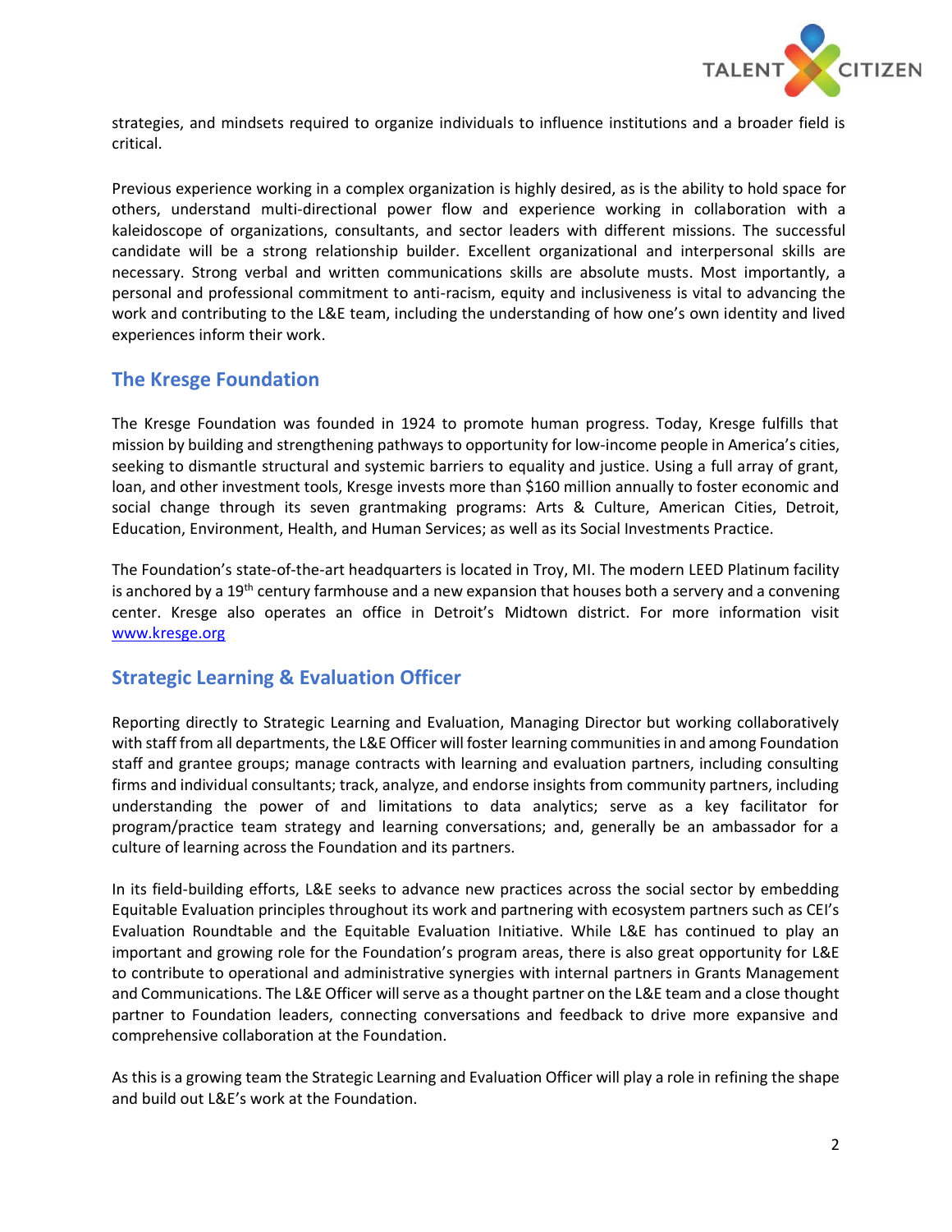strategies, and mindsets required to organize individuals to influence institutions and a broader field is critical.

Previous experience working in a complex organization is highly desired, as is the ability to hold space for others, understand multi-directional power flow and experience working in collaboration with a kaleidoscope of organizations, consultants, and sector leaders with different missions. The successful candidate will be a strong relationship builder. Excellent organizational and interpersonal skills are necessary. Strong verbal and written communications skills are absolute musts. Most importantly, a personal and professional commitment to anti-racism, equity and inclusiveness is vital to advancing the work and contributing to the L&E team, including the understanding of how one's own identity and lived experiences inform their work.

## The Kresge Foundation

The Kresge Foundation was founded in 1924 to promote human progress. Today, Kresge fulfills that mission by building and strengthening pathways to opportunity for low-income people in America's cities, seeking to dismantle structural and systemic barriers to equality and justice. Using a full array of grant, loan, and other investment tools, Kresge invests more than $160 million annually to foster economic and social change through its seven grantmaking programs: Arts & Culture, American Cities, Detroit, Education, Environment, Health, and Human Services; as well as its Social Investments Practice.

The Foundation's state-of-the-art headquarters is located in Troy, MI. The modern LEED Platinum facility is anchored by a 19th century farmhouse and a new expansion that houses both a servery and a convening center. Kresge also operates an office in Detroit's Midtown district. For more information visit [www.kresge.org](http://www.kresge.org)

## Strategic Learning & Evaluation Officer

Reporting directly to Strategic Learning and Evaluation, Managing Director but working collaboratively with staff from all departments, the L&E Officer will foster learning communities in and among Foundation staff and grantee groups; manage contracts with learning and evaluation partners, including consulting firms and individual consultants; track, analyze, and endorse insights from community partners, including understanding the power of and limitations to data analytics; serve as a key facilitator for program/practice team strategy and learning conversations; and, generally be an ambassador for a culture of learning across the Foundation and its partners.

In its field-building efforts, L&E seeks to advance new practices across the social sector by embedding Equitable Evaluation principles throughout its work and partnering with ecosystem partners such as CEI's Evaluation Roundtable and the Equitable Evaluation Initiative. While L&E has continued to play an important and growing role for the Foundation's program areas, there is also great opportunity for L&E to contribute to operational and administrative synergies with internal partners in Grants Management and Communications. The L&E Officer will serve as a thought partner on the L&E team and a close thought partner to Foundation leaders, connecting conversations and feedback to drive more expansive and comprehensive collaboration at the Foundation.

As this is a growing team the Strategic Learning and Evaluation Officer will play a role in refining the shape and build out L&E's work at the Foundation.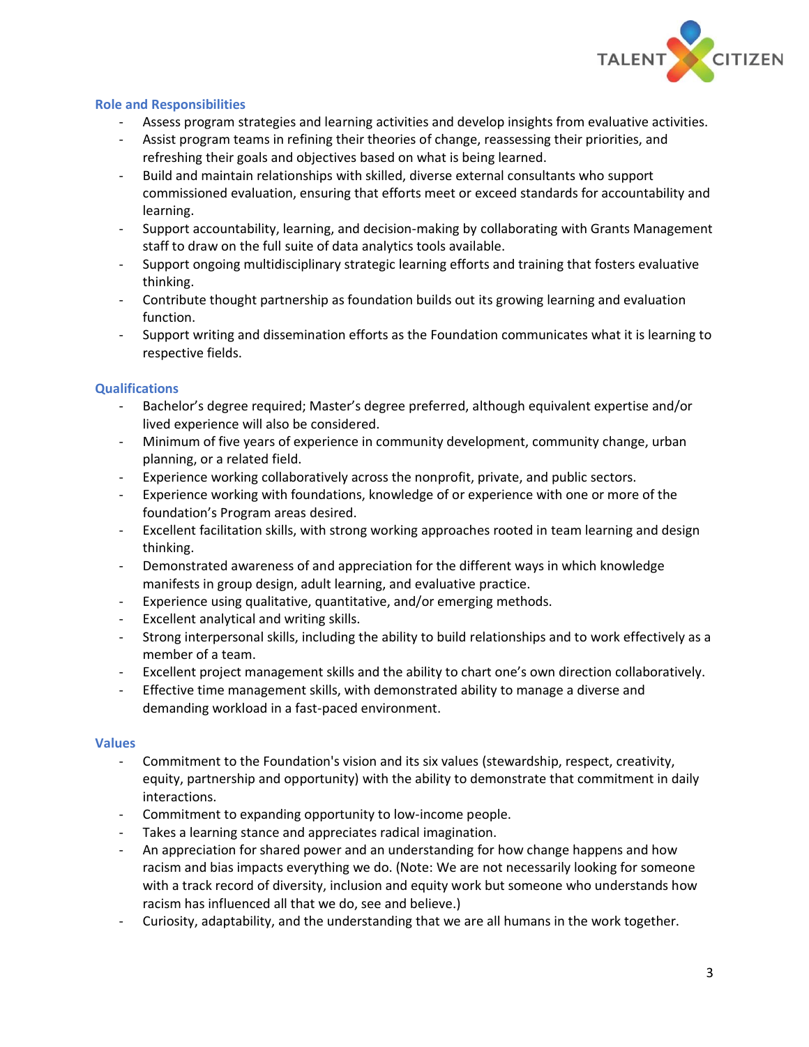## Role and Responsibilities

- Assess program strategies and learning activities and develop insights from evaluative activities.
- Assist program teams in refining their theories of change, reassessing their priorities, and refreshing their goals and objectives based on what is being learned.
- Build and maintain relationships with skilled, diverse external consultants who support commissioned evaluation, ensuring that efforts meet or exceed standards for accountability and learning.
- Support accountability, learning, and decision-making by collaborating with Grants Management staff to draw on the full suite of data analytics tools available.
- Support ongoing multidisciplinary strategic learning efforts and training that fosters evaluative thinking.
- Contribute thought partnership as foundation builds out its growing learning and evaluation function.
- Support writing and dissemination efforts as the Foundation communicates what it is learning to respective fields.

## Qualifications

- Bachelor's degree required; Master's degree preferred, although equivalent expertise and/or lived experience will also be considered.
- Minimum of five years of experience in community development, community change, urban planning, or a related field.
- Experience working collaboratively across the nonprofit, private, and public sectors.
- Experience working with foundations, knowledge of or experience with one or more of the foundation's Program areas desired.
- Excellent facilitation skills, with strong working approaches rooted in team learning and design thinking.
- Demonstrated awareness of and appreciation for the different ways in which knowledge manifests in group design, adult learning, and evaluative practice.
- Experience using qualitative, quantitative, and/or emerging methods.
- Excellent analytical and writing skills.
- Strong interpersonal skills, including the ability to build relationships and to work effectively as a member of a team.
- Excellent project management skills and the ability to chart one's own direction collaboratively.
- Effective time management skills, with demonstrated ability to manage a diverse and demanding workload in a fast-paced environment.

## Values

- Commitment to the Foundation's vision and its six values (stewardship, respect, creativity, equity, partnership and opportunity) with the ability to demonstrate that commitment in daily interactions.
- Commitment to expanding opportunity to low-income people.
- Takes a learning stance and appreciates radical imagination.
- An appreciation for shared power and an understanding for how change happens and how racism and bias impacts everything we do. (Note: We are not necessarily looking for someone with a track record of diversity, inclusion and equity work but someone who understands how racism has influenced all that we do, see and believe.)
- Curiosity, adaptability, and the understanding that we are all humans in the work together.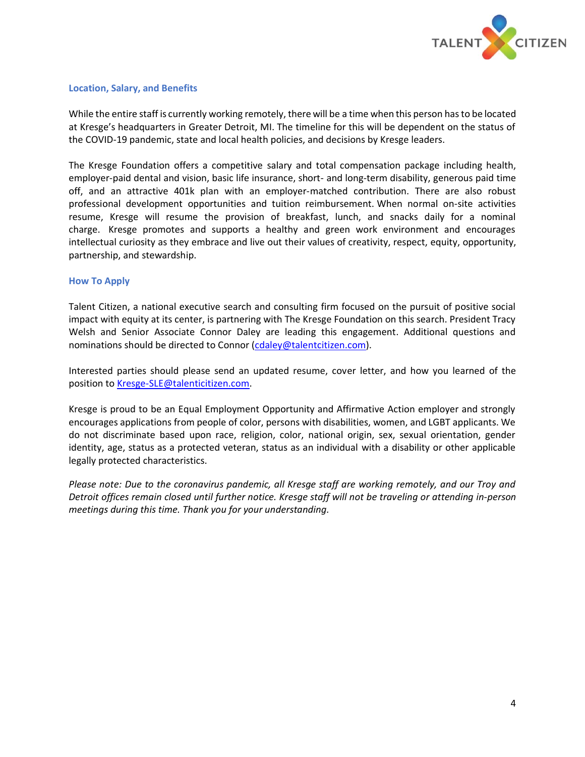### Location, Salary, and Benefits

While the entire staff is currently working remotely, there will be a time when this person has to be located at Kresge's headquarters in Greater Detroit, MI. The timeline for this will be dependent on the status of the COVID-19 pandemic, state and local health policies, and decisions by Kresge leaders.

The Kresge Foundation offers a competitive salary and total compensation package including health, employer-paid dental and vision, basic life insurance, short- and long-term disability, generous paid time off, and an attractive 401k plan with an employer-matched contribution. There are also robust professional development opportunities and tuition reimbursement. When normal on-site activities resume, Kresge will resume the provision of breakfast, lunch, and snacks daily for a nominal charge. Kresge promotes and supports a healthy and green work environment and encourages intellectual curiosity as they embrace and live out their values of creativity, respect, equity, opportunity, partnership, and stewardship.

### How To Apply

Talent Citizen, a national executive search and consulting firm focused on the pursuit of positive social impact with equity at its center, is partnering with The Kresge Foundation on this search. President Tracy Welsh and Senior Associate Connor Daley are leading this engagement. Additional questions and nominations should be directed to Connor (cdaley@talentcitizen.com).

Interested parties should please send an updated resume, cover letter, and how you learned of the position to Kresge-SLE@talenticitizen.com.

Kresge is proud to be an Equal Employment Opportunity and Affirmative Action employer and strongly encourages applications from people of color, persons with disabilities, women, and LGBT applicants. We do not discriminate based upon race, religion, color, national origin, sex, sexual orientation, gender identity, age, status as a protected veteran, status as an individual with a disability or other applicable legally protected characteristics.

*Please note: Due to the coronavirus pandemic, all Kresge staff are working remotely, and our Troy and Detroit offices remain closed until further notice. Kresge staff will not be traveling or attending in-person meetings during this time. Thank you for your understanding.*